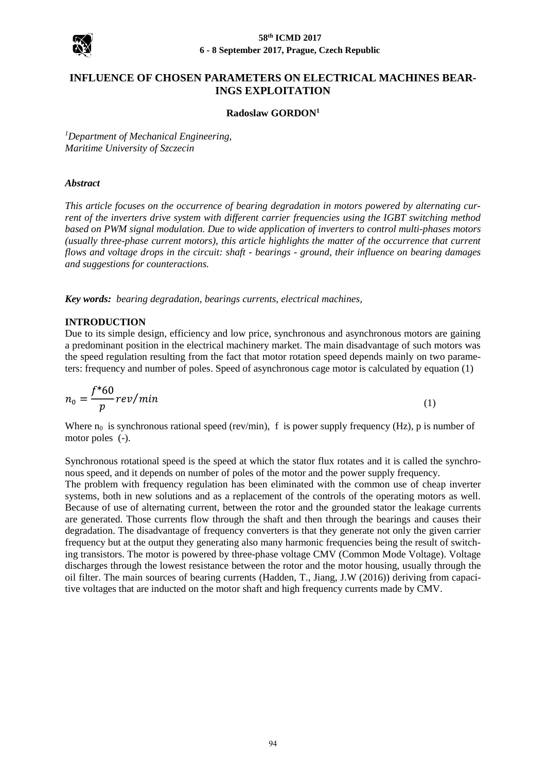# INFLUENCE OF CHOSEN PARAMETERS ON ELECTRICAL MACHINES BEARINGS EXPLOITATION

**Radoslaw GORDON[1]**

[1]*Department of Mechanical Engineering,*
*Maritime University of Szczecin*

### *Abstract*

*This article focuses on the occurrence of bearing degradation in motors powered by alternating current of the inverters drive system with different carrier frequencies using the IGBT switching method based on PWM signal modulation. Due to wide application of inverters to control multi-phases motors (usually three-phase current motors), this article highlights the matter of the occurrence that current flows and voltage drops in the circuit: shaft - bearings - ground, their influence on bearing damages and suggestions for counteractions.*

***Key words:*** *bearing degradation, bearings currents, electrical machines,*

## INTRODUCTION

Due to its simple design, efficiency and low price, synchronous and asynchronous motors are gaining a predominant position in the electrical machinery market. The main disadvantage of such motors was the speed regulation resulting from the fact that motor rotation speed depends mainly on two parameters: frequency and number of poles. Speed of asynchronous cage motor is calculated by equation (1)

$$n_0 = \frac{f*60}{p} rev/min \tag{1}$$

Where $n_0$ is synchronous rational speed (rev/min), f is power supply frequency (Hz), p is number of motor poles (-).

Synchronous rotational speed is the speed at which the stator flux rotates and it is called the synchronous speed, and it depends on number of poles of the motor and the power supply frequency.
The problem with frequency regulation has been eliminated with the common use of cheap inverter systems, both in new solutions and as a replacement of the controls of the operating motors as well. Because of use of alternating current, between the rotor and the grounded stator the leakage currents are generated. Those currents flow through the shaft and then through the bearings and causes their degradation. The disadvantage of frequency converters is that they generate not only the given carrier frequency but at the output they generating also many harmonic frequencies being the result of switching transistors. The motor is powered by three-phase voltage CMV (Common Mode Voltage). Voltage discharges through the lowest resistance between the rotor and the motor housing, usually through the oil filter. The main sources of bearing currents (Hadden, T., Jiang, J.W (2016)) deriving from capacitive voltages that are inducted on the motor shaft and high frequency currents made by CMV.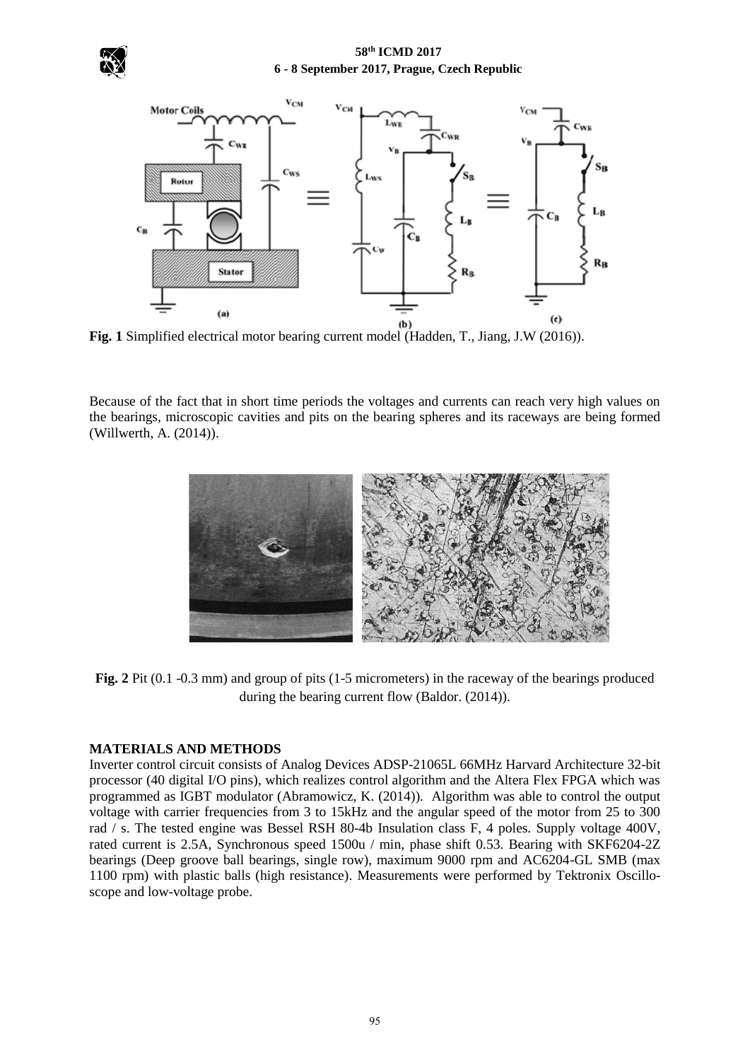**Fig. 1** Simplified electrical motor bearing current model (Hadden, T., Jiang, J.W (2016)).

Because of the fact that in short time periods the voltages and currents can reach very high values on the bearings, microscopic cavities and pits on the bearing spheres and its raceways are being formed (Willwerth, A. (2014)).

**Fig. 2** Pit (0.1 -0.3 mm) and group of pits (1-5 micrometers) in the raceway of the bearings produced during the bearing current flow (Baldor. (2014)).

**MATERIALS AND METHODS**

Inverter control circuit consists of Analog Devices ADSP-21065L 66MHz Harvard Architecture 32-bit processor (40 digital I/O pins), which realizes control algorithm and the Altera Flex FPGA which was programmed as IGBT modulator (Abramowicz, K. (2014)). Algorithm was able to control the output voltage with carrier frequencies from 3 to 15kHz and the angular speed of the motor from 25 to 300 rad / s. The tested engine was Bessel RSH 80-4b Insulation class F, 4 poles. Supply voltage 400V, rated current is 2.5A, Synchronous speed 1500u / min, phase shift 0.53. Bearing with SKF6204-2Z bearings (Deep groove ball bearings, single row), maximum 9000 rpm and AC6204-GL SMB (max 1100 rpm) with plastic balls (high resistance). Measurements were performed by Tektronix Oscilloscope and low-voltage probe.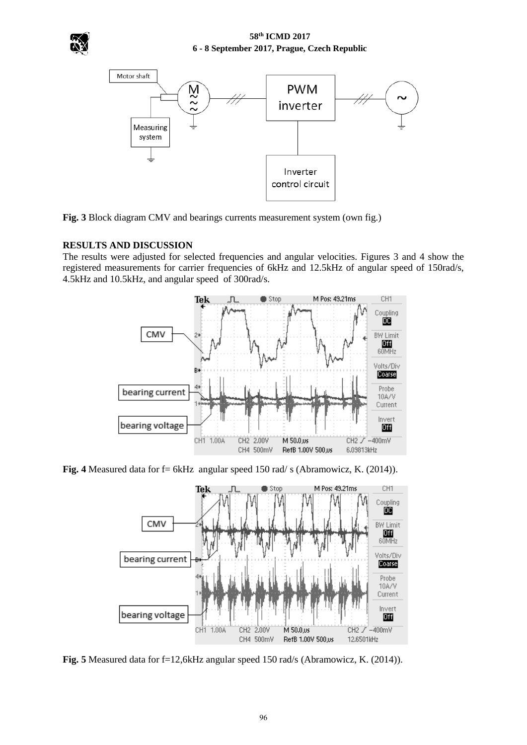**Fig. 3** Block diagram CMV and bearings currents measurement system (own fig.)

## RESULTS AND DISCUSSION

The results were adjusted for selected frequencies and angular velocities. Figures 3 and 4 show the registered measurements for carrier frequencies of 6kHz and 12.5kHz of angular speed of 150rad/s, 4.5kHz and 10.5kHz, and angular speed of 300rad/s.

**Fig. 4** Measured data for f= 6kHz angular speed 150 rad/ s (Abramowicz, K. (2014)).

**Fig. 5** Measured data for f=12,6kHz angular speed 150 rad/s (Abramowicz, K. (2014)).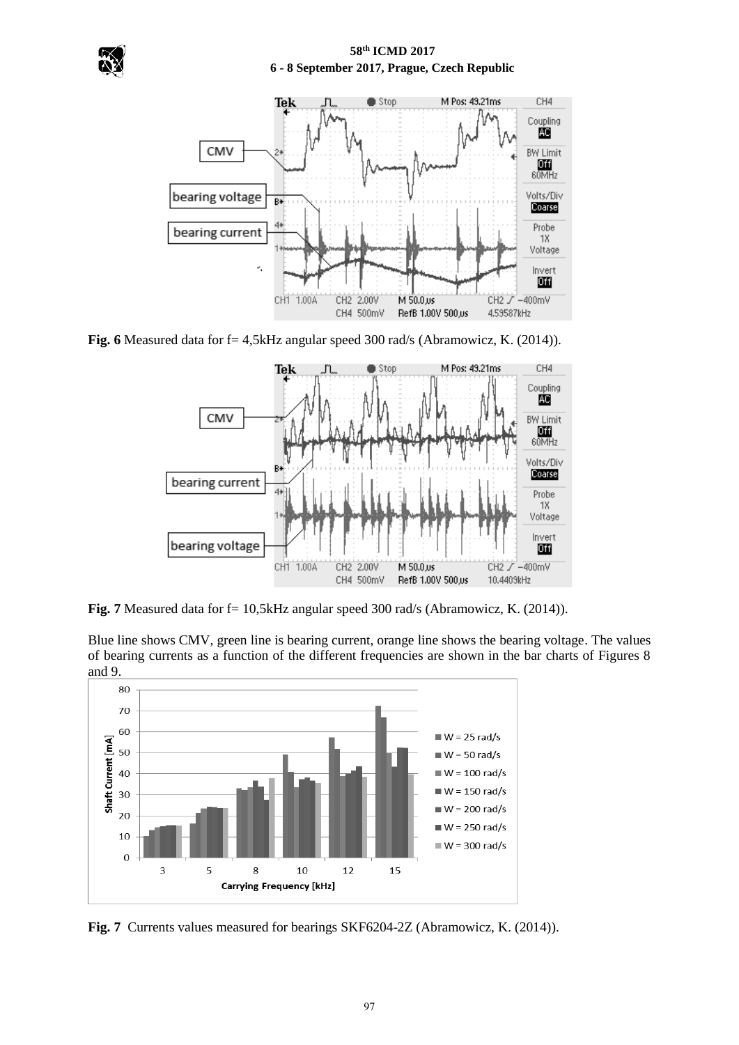**Fig. 6** Measured data for f= 4,5kHz angular speed 300 rad/s (Abramowicz, K. (2014)).

**Fig. 7** Measured data for f= 10,5kHz angular speed 300 rad/s (Abramowicz, K. (2014)).

Blue line shows CMV, green line is bearing current, orange line shows the bearing voltage. The values of bearing currents as a function of the different frequencies are shown in the bar charts of Figures 8 and 9.

**Fig. 7** Currents values measured for bearings SKF6204-2Z (Abramowicz, K. (2014)).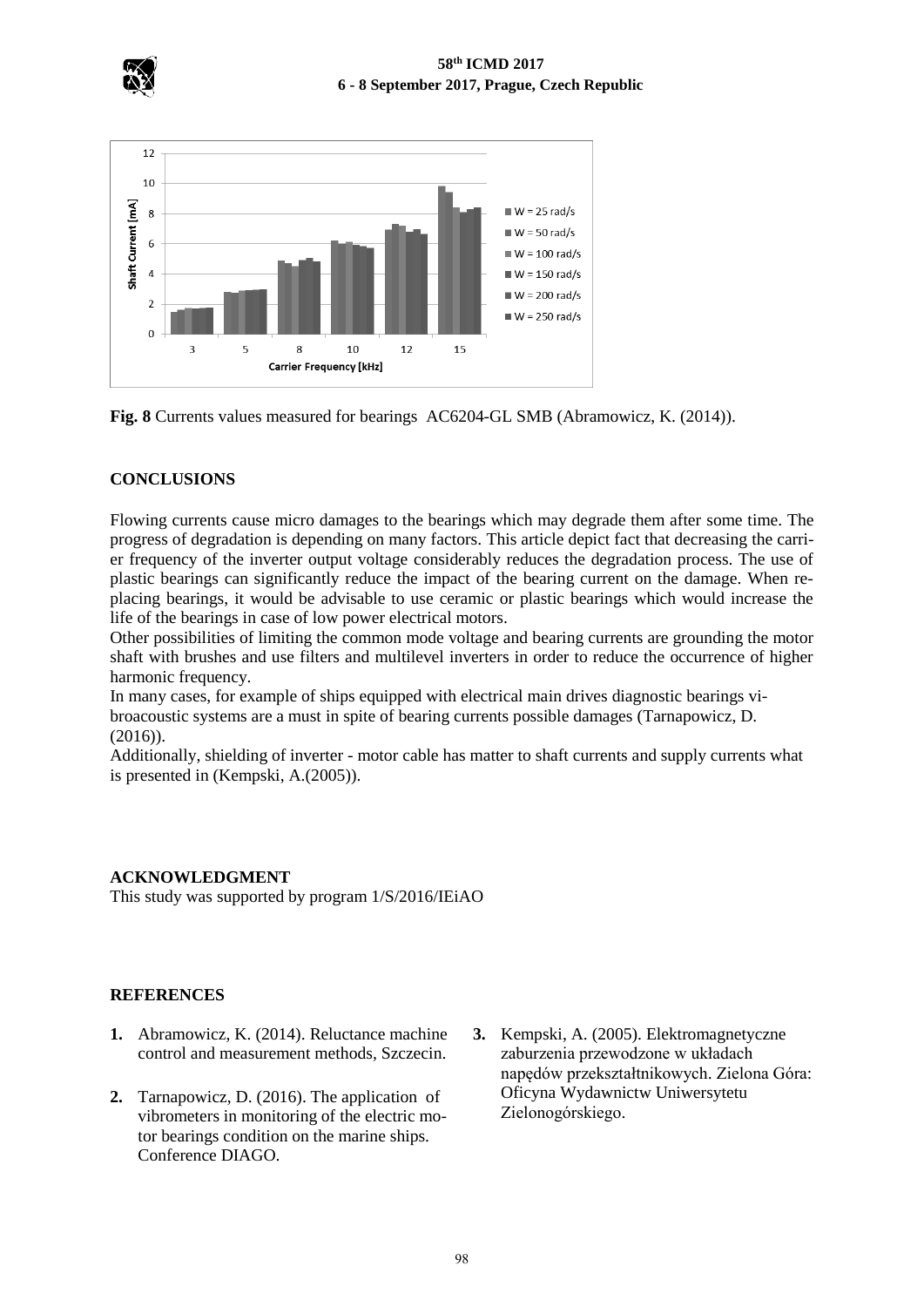**Fig. 8** Currents values measured for bearings AC6204-GL SMB (Abramowicz, K. (2014)).

## CONCLUSIONS

Flowing currents cause micro damages to the bearings which may degrade them after some time. The progress of degradation is depending on many factors. This article depict fact that decreasing the carrier frequency of the inverter output voltage considerably reduces the degradation process. The use of plastic bearings can significantly reduce the impact of the bearing current on the damage. When replacing bearings, it would be advisable to use ceramic or plastic bearings which would increase the life of the bearings in case of low power electrical motors.

Other possibilities of limiting the common mode voltage and bearing currents are grounding the motor shaft with brushes and use filters and multilevel inverters in order to reduce the occurrence of higher harmonic frequency.

In many cases, for example of ships equipped with electrical main drives diagnostic bearings vibroacoustic systems are a must in spite of bearing currents possible damages (Tarnapowicz, D. (2016)).

Additionally, shielding of inverter - motor cable has matter to shaft currents and supply currents what is presented in (Kempski, A.(2005)).

## ACKNOWLEDGMENT

This study was supported by program 1/S/2016/IEiAO

## REFERENCES

1. Abramowicz, K. (2014). Reluctance machine control and measurement methods, Szczecin.
2. Tarnapowicz, D. (2016). The application of vibrometers in monitoring of the electric motor bearings condition on the marine ships. Conference DIAGO.
3. Kempski, A. (2005). Elektromagnetyczne zaburzenia przewodzone w układach napędów przekształtnikowych. Zielona Góra: Oficyna Wydawnictw Uniwersytetu Zielonogórskiego.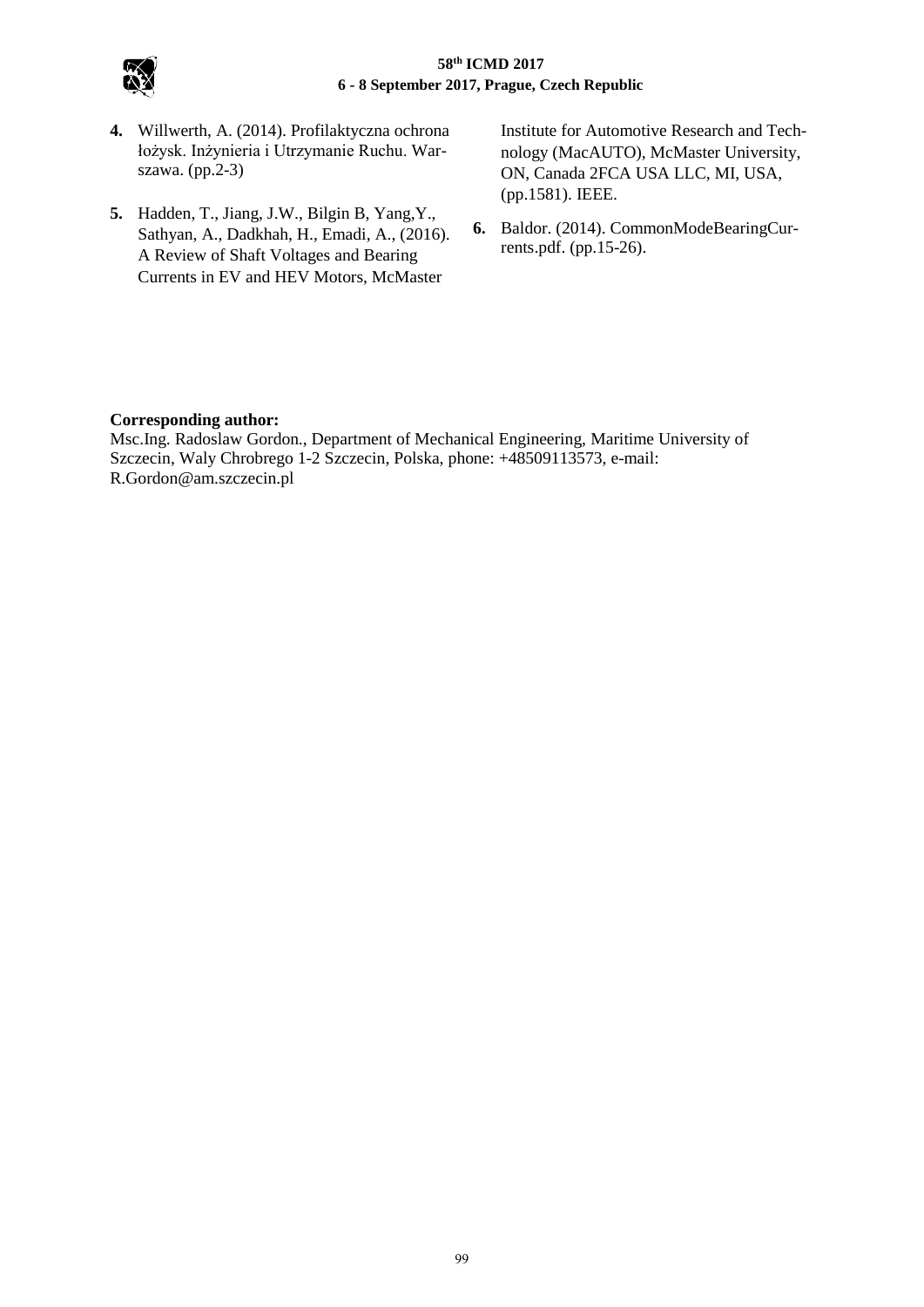4. Willwerth, A. (2014). Profilaktyczna ochrona łożysk. Inżynieria i Utrzymanie Ruchu. Warszawa. (pp.2-3)

5. Hadden, T., Jiang, J.W., Bilgin B, Yang,Y., Sathyan, A., Dadkhah, H., Emadi, A., (2016). A Review of Shaft Voltages and Bearing Currents in EV and HEV Motors, McMaster Institute for Automotive Research and Technology (MacAUTO), McMaster University, ON, Canada 2FCA USA LLC, MI, USA, (pp.1581). IEEE.

6. Baldor. (2014). CommonModeBearingCurrents.pdf. (pp.15-26).

**Corresponding author:**
Msc.Ing. Radoslaw Gordon., Department of Mechanical Engineering, Maritime University of Szczecin, Waly Chrobrego 1-2 Szczecin, Polska, phone: +48509113573, e-mail: R.Gordon@am.szczecin.pl